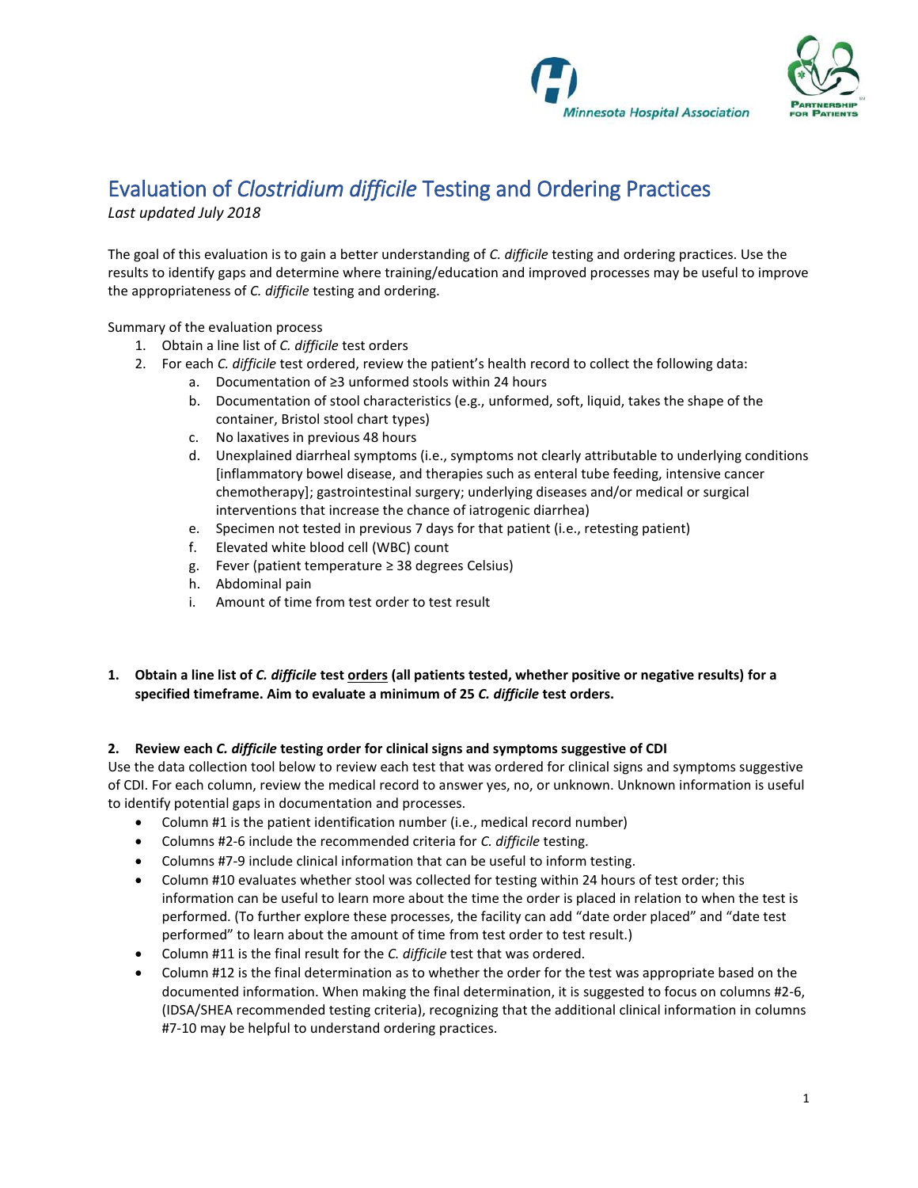# Evaluation of *Clostridium difficile* Testing and Ordering Practices

*Last updated July 2018*

The goal of this evaluation is to gain a better understanding of *C. difficile* testing and ordering practices. Use the results to identify gaps and determine where training/education and improved processes may be useful to improve the appropriateness of *C. difficile* testing and ordering.

Summary of the evaluation process

1. Obtain a line list of *C. difficile* test orders
2. For each *C. difficile* test ordered, review the patient's health record to collect the following data:
   a. Documentation of ≥3 unformed stools within 24 hours
   b. Documentation of stool characteristics (e.g., unformed, soft, liquid, takes the shape of the container, Bristol stool chart types)
   c. No laxatives in previous 48 hours
   d. Unexplained diarrheal symptoms (i.e., symptoms not clearly attributable to underlying conditions [inflammatory bowel disease, and therapies such as enteral tube feeding, intensive cancer chemotherapy]; gastrointestinal surgery; underlying diseases and/or medical or surgical interventions that increase the chance of iatrogenic diarrhea)
   e. Specimen not tested in previous 7 days for that patient (i.e., retesting patient)
   f. Elevated white blood cell (WBC) count
   g. Fever (patient temperature ≥ 38 degrees Celsius)
   h. Abdominal pain
   i. Amount of time from test order to test result

**1. Obtain a line list of *C. difficile* test <u>orders</u> (all patients tested, whether positive or negative results) for a specified timeframe. Aim to evaluate a minimum of 25 *C. difficile* test orders.**

**2. Review each *C. difficile* testing order for clinical signs and symptoms suggestive of CDI**

Use the data collection tool below to review each test that was ordered for clinical signs and symptoms suggestive of CDI. For each column, review the medical record to answer yes, no, or unknown. Unknown information is useful to identify potential gaps in documentation and processes.

- Column #1 is the patient identification number (i.e., medical record number)
- Columns #2-6 include the recommended criteria for *C. difficile* testing.
- Columns #7-9 include clinical information that can be useful to inform testing.
- Column #10 evaluates whether stool was collected for testing within 24 hours of test order; this information can be useful to learn more about the time the order is placed in relation to when the test is performed. (To further explore these processes, the facility can add "date order placed" and "date test performed" to learn about the amount of time from test order to test result.)
- Column #11 is the final result for the *C. difficile* test that was ordered.
- Column #12 is the final determination as to whether the order for the test was appropriate based on the documented information. When making the final determination, it is suggested to focus on columns #2-6, (IDSA/SHEA recommended testing criteria), recognizing that the additional clinical information in columns #7-10 may be helpful to understand ordering practices.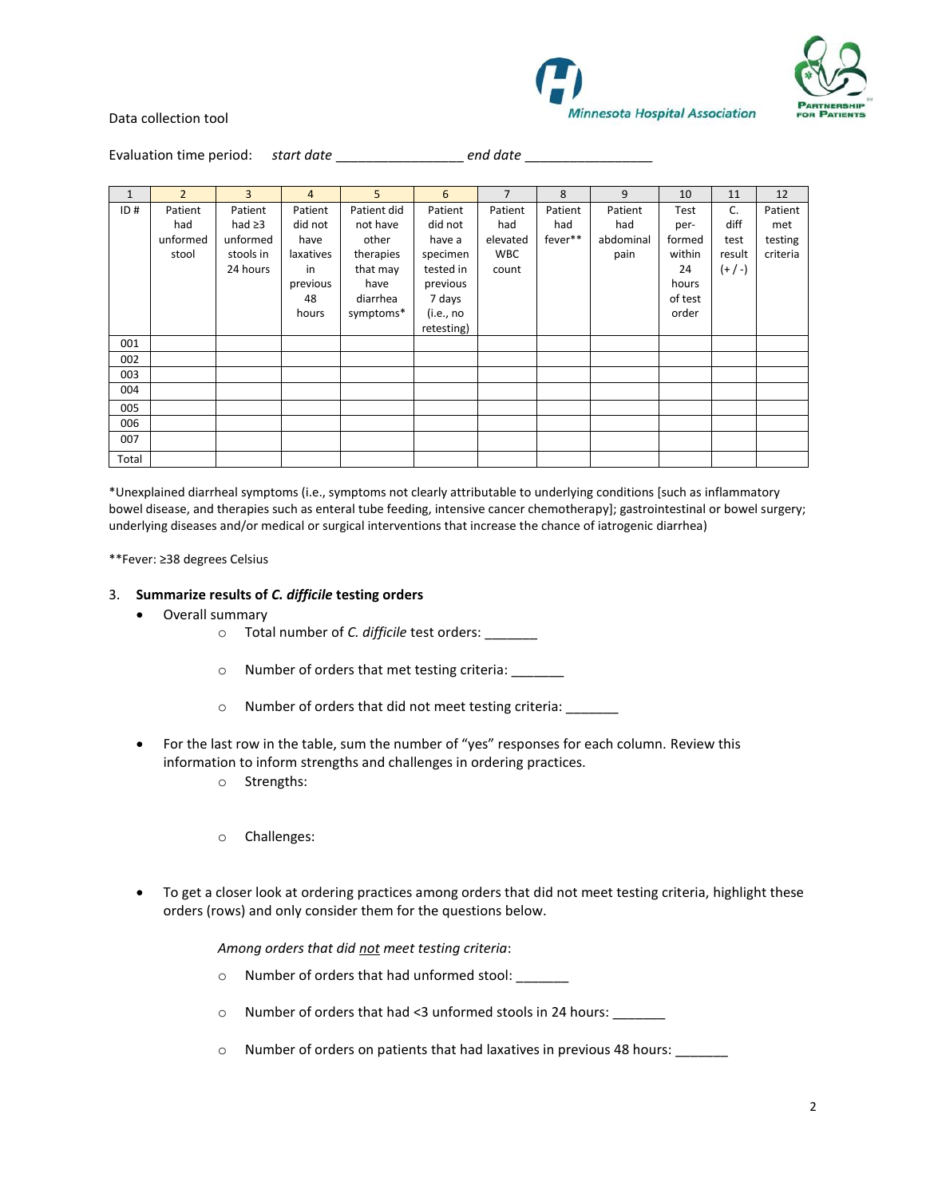Data collection tool

Evaluation time period: *start date* \_\_\_\_\_\_\_\_\_\_\_\_\_\_\_\_\_ *end date* \_\_\_\_\_\_\_\_\_\_\_\_\_\_\_\_\_

| 1 | 2 | 3 | 4 | 5 | 6 | 7 | 8 | 9 | 10 | 11 | 12 |
|---|---|---|---|---|---|---|---|---|---|---|---|
| ID # | Patient had unformed stool | Patient had ≥3 unformed stools in 24 hours | Patient did not have laxatives in previous 48 hours | Patient did not have other therapies that may have diarrhea symptoms* | Patient did not have a specimen tested in previous 7 days (i.e., no retesting) | Patient had elevated WBC count | Patient had fever** | Patient had abdominal pain | Test per-formed within 24 hours of test order | C. diff test result (+ / -) | Patient met testing criteria |
| 001 | | | | | | | | | | | |
| 002 | | | | | | | | | | | |
| 003 | | | | | | | | | | | |
| 004 | | | | | | | | | | | |
| 005 | | | | | | | | | | | |
| 006 | | | | | | | | | | | |
| 007 | | | | | | | | | | | |
| Total | | | | | | | | | | | |

*Unexplained diarrheal symptoms (i.e., symptoms not clearly attributable to underlying conditions [such as inflammatory bowel disease, and therapies such as enteral tube feeding, intensive cancer chemotherapy]; gastrointestinal or bowel surgery; underlying diseases and/or medical or surgical interventions that increase the chance of iatrogenic diarrhea)

**Fever: ≥38 degrees Celsius

3. **Summarize results of *C. difficile* testing orders**
   - Overall summary
     - Total number of *C. difficile* test orders: \_\_\_\_\_\_\_
     - Number of orders that met testing criteria: \_\_\_\_\_\_\_
     - Number of orders that did not meet testing criteria: \_\_\_\_\_\_\_
   - For the last row in the table, sum the number of "yes" responses for each column. Review this information to inform strengths and challenges in ordering practices.
     - Strengths:
     - Challenges:
   - To get a closer look at ordering practices among orders that did not meet testing criteria, highlight these orders (rows) and only consider them for the questions below.

     *Among orders that did not meet testing criteria*:
     - Number of orders that had unformed stool: \_\_\_\_\_\_\_
     - Number of orders that had <3 unformed stools in 24 hours: \_\_\_\_\_\_\_
     - Number of orders on patients that had laxatives in previous 48 hours: \_\_\_\_\_\_\_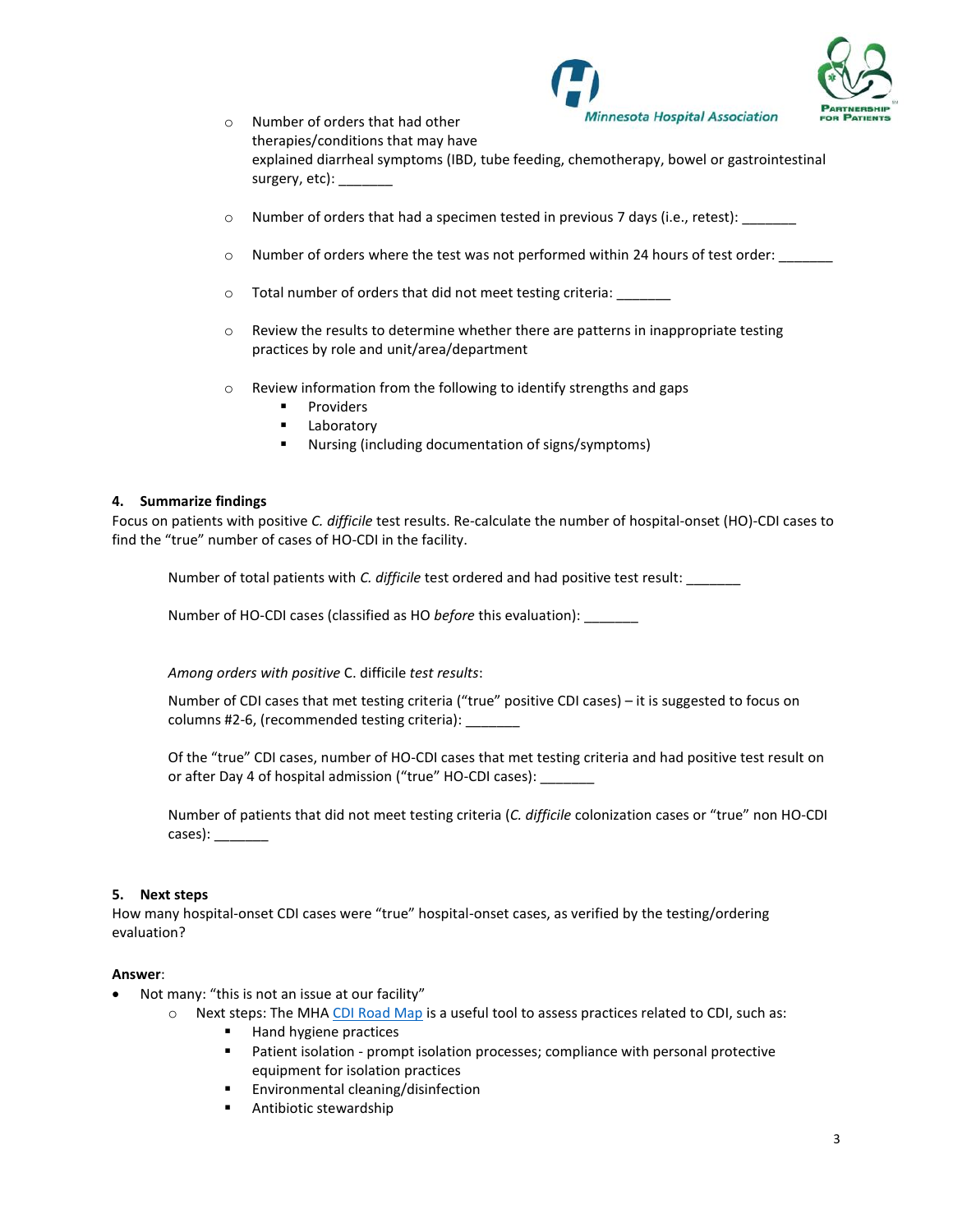- Number of orders that had other therapies/conditions that may have explained diarrheal symptoms (IBD, tube feeding, chemotherapy, bowel or gastrointestinal surgery, etc): _______

- Number of orders that had a specimen tested in previous 7 days (i.e., retest): _______

- Number of orders where the test was not performed within 24 hours of test order: _______

- Total number of orders that did not meet testing criteria: _______

- Review the results to determine whether there are patterns in inappropriate testing practices by role and unit/area/department

- Review information from the following to identify strengths and gaps
  - Providers
  - Laboratory
  - Nursing (including documentation of signs/symptoms)

**4. Summarize findings**

Focus on patients with positive *C. difficile* test results. Re-calculate the number of hospital-onset (HO)-CDI cases to find the "true" number of cases of HO-CDI in the facility.

Number of total patients with *C. difficile* test ordered and had positive test result: _______

Number of HO-CDI cases (classified as HO *before* this evaluation): _______

*Among orders with positive* C. difficile *test results*:

Number of CDI cases that met testing criteria ("true" positive CDI cases) – it is suggested to focus on columns #2-6, (recommended testing criteria): _______

Of the "true" CDI cases, number of HO-CDI cases that met testing criteria and had positive test result on or after Day 4 of hospital admission ("true" HO-CDI cases): _______

Number of patients that did not meet testing criteria (*C. difficile* colonization cases or "true" non HO-CDI cases): _______

**5. Next steps**

How many hospital-onset CDI cases were "true" hospital-onset cases, as verified by the testing/ordering evaluation?

**Answer**:

- Not many: "this is not an issue at our facility"
  - Next steps: The MHA CDI Road Map is a useful tool to assess practices related to CDI, such as:
    - Hand hygiene practices
    - Patient isolation - prompt isolation processes; compliance with personal protective equipment for isolation practices
    - Environmental cleaning/disinfection
    - Antibiotic stewardship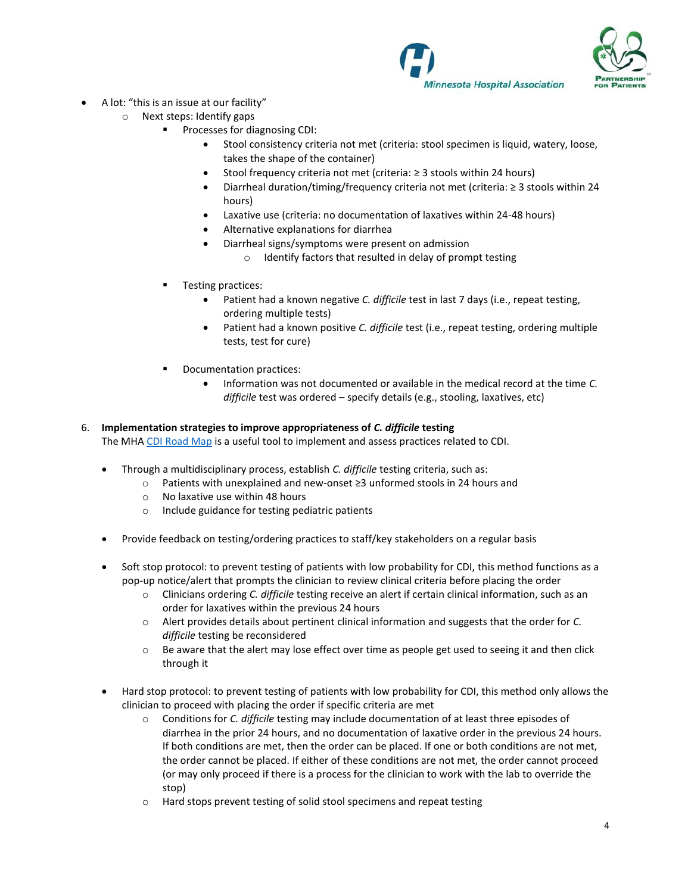- A lot: "this is an issue at our facility"
  - Next steps: Identify gaps
    - Processes for diagnosing CDI:
      - Stool consistency criteria not met (criteria: stool specimen is liquid, watery, loose, takes the shape of the container)
      - Stool frequency criteria not met (criteria: ≥ 3 stools within 24 hours)
      - Diarrheal duration/timing/frequency criteria not met (criteria: ≥ 3 stools within 24 hours)
      - Laxative use (criteria: no documentation of laxatives within 24-48 hours)
      - Alternative explanations for diarrhea
      - Diarrheal signs/symptoms were present on admission
        - Identify factors that resulted in delay of prompt testing
    - Testing practices:
      - Patient had a known negative *C. difficile* test in last 7 days (i.e., repeat testing, ordering multiple tests)
      - Patient had a known positive *C. difficile* test (i.e., repeat testing, ordering multiple tests, test for cure)
    - Documentation practices:
      - Information was not documented or available in the medical record at the time *C. difficile* test was ordered – specify details (e.g., stooling, laxatives, etc)

6. **Implementation strategies to improve appropriateness of *C. difficile* testing**

The MHA CDI Road Map is a useful tool to implement and assess practices related to CDI.

- Through a multidisciplinary process, establish *C. difficile* testing criteria, such as:
  - Patients with unexplained and new-onset ≥3 unformed stools in 24 hours and
  - No laxative use within 48 hours
  - Include guidance for testing pediatric patients
- Provide feedback on testing/ordering practices to staff/key stakeholders on a regular basis
- Soft stop protocol: to prevent testing of patients with low probability for CDI, this method functions as a pop-up notice/alert that prompts the clinician to review clinical criteria before placing the order
  - Clinicians ordering *C. difficile* testing receive an alert if certain clinical information, such as an order for laxatives within the previous 24 hours
  - Alert provides details about pertinent clinical information and suggests that the order for *C. difficile* testing be reconsidered
  - Be aware that the alert may lose effect over time as people get used to seeing it and then click through it
- Hard stop protocol: to prevent testing of patients with low probability for CDI, this method only allows the clinician to proceed with placing the order if specific criteria are met
  - Conditions for *C. difficile* testing may include documentation of at least three episodes of diarrhea in the prior 24 hours, and no documentation of laxative order in the previous 24 hours. If both conditions are met, then the order can be placed. If one or both conditions are not met, the order cannot be placed. If either of these conditions are not met, the order cannot proceed (or may only proceed if there is a process for the clinician to work with the lab to override the stop)
  - Hard stops prevent testing of solid stool specimens and repeat testing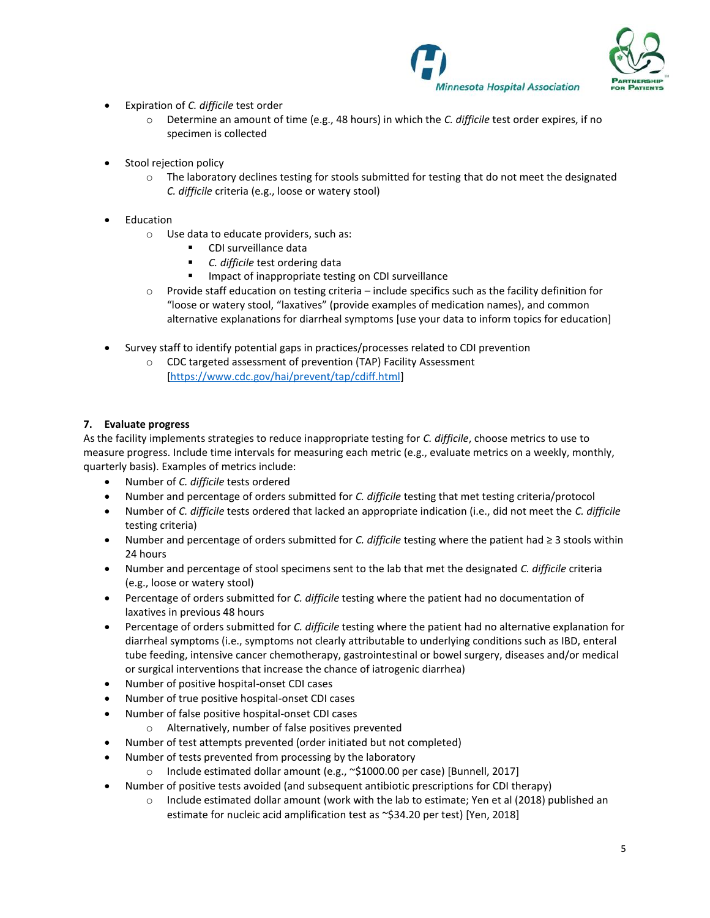- Expiration of *C. difficile* test order
  - Determine an amount of time (e.g., 48 hours) in which the *C. difficile* test order expires, if no specimen is collected

- Stool rejection policy
  - The laboratory declines testing for stools submitted for testing that do not meet the designated *C. difficile* criteria (e.g., loose or watery stool)

- Education
  - Use data to educate providers, such as:
    - CDI surveillance data
    - *C. difficile* test ordering data
    - Impact of inappropriate testing on CDI surveillance
  - Provide staff education on testing criteria – include specifics such as the facility definition for "loose or watery stool, "laxatives" (provide examples of medication names), and common alternative explanations for diarrheal symptoms [use your data to inform topics for education]

- Survey staff to identify potential gaps in practices/processes related to CDI prevention
  - CDC targeted assessment of prevention (TAP) Facility Assessment [https://www.cdc.gov/hai/prevent/tap/cdiff.html]

**7. Evaluate progress**

As the facility implements strategies to reduce inappropriate testing for *C. difficile*, choose metrics to use to measure progress. Include time intervals for measuring each metric (e.g., evaluate metrics on a weekly, monthly, quarterly basis). Examples of metrics include:

- Number of *C. difficile* tests ordered
- Number and percentage of orders submitted for *C. difficile* testing that met testing criteria/protocol
- Number of *C. difficile* tests ordered that lacked an appropriate indication (i.e., did not meet the *C. difficile* testing criteria)
- Number and percentage of orders submitted for *C. difficile* testing where the patient had ≥ 3 stools within 24 hours
- Number and percentage of stool specimens sent to the lab that met the designated *C. difficile* criteria (e.g., loose or watery stool)
- Percentage of orders submitted for *C. difficile* testing where the patient had no documentation of laxatives in previous 48 hours
- Percentage of orders submitted for *C. difficile* testing where the patient had no alternative explanation for diarrheal symptoms (i.e., symptoms not clearly attributable to underlying conditions such as IBD, enteral tube feeding, intensive cancer chemotherapy, gastrointestinal or bowel surgery, diseases and/or medical or surgical interventions that increase the chance of iatrogenic diarrhea)
- Number of positive hospital-onset CDI cases
- Number of true positive hospital-onset CDI cases
- Number of false positive hospital-onset CDI cases
  - Alternatively, number of false positives prevented
- Number of test attempts prevented (order initiated but not completed)
- Number of tests prevented from processing by the laboratory
  - Include estimated dollar amount (e.g., ~$1000.00 per case) [Bunnell, 2017]
- Number of positive tests avoided (and subsequent antibiotic prescriptions for CDI therapy)
  - Include estimated dollar amount (work with the lab to estimate; Yen et al (2018) published an estimate for nucleic acid amplification test as ~$34.20 per test) [Yen, 2018]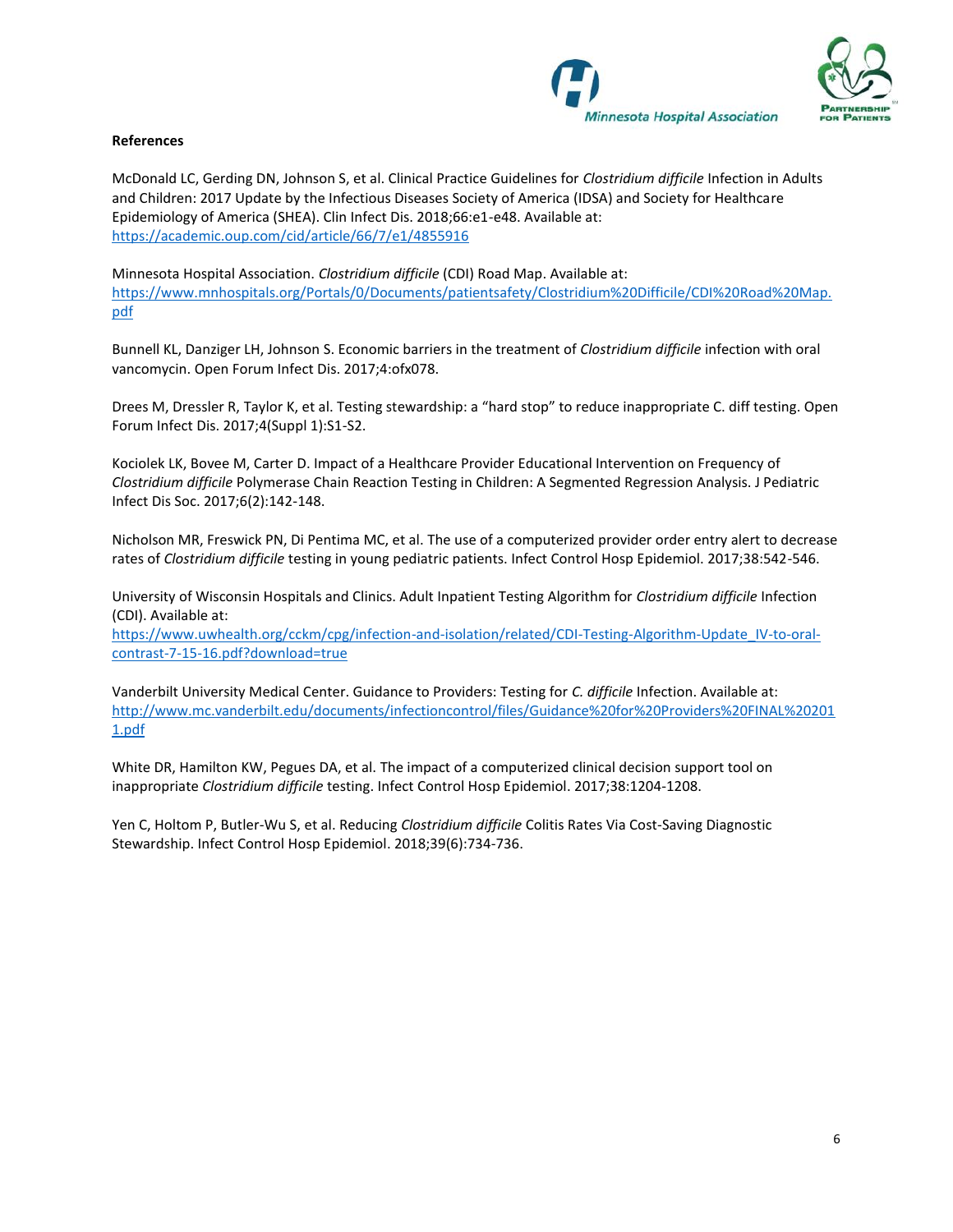**References**

McDonald LC, Gerding DN, Johnson S, et al. Clinical Practice Guidelines for *Clostridium difficile* Infection in Adults and Children: 2017 Update by the Infectious Diseases Society of America (IDSA) and Society for Healthcare Epidemiology of America (SHEA). Clin Infect Dis. 2018;66:e1-e48. Available at: https://academic.oup.com/cid/article/66/7/e1/4855916

Minnesota Hospital Association. *Clostridium difficile* (CDI) Road Map. Available at: https://www.mnhospitals.org/Portals/0/Documents/patientsafety/Clostridium%20Difficile/CDI%20Road%20Map.pdf

Bunnell KL, Danziger LH, Johnson S. Economic barriers in the treatment of *Clostridium difficile* infection with oral vancomycin. Open Forum Infect Dis. 2017;4:ofx078.

Drees M, Dressler R, Taylor K, et al. Testing stewardship: a "hard stop" to reduce inappropriate C. diff testing. Open Forum Infect Dis. 2017;4(Suppl 1):S1-S2.

Kociolek LK, Bovee M, Carter D. Impact of a Healthcare Provider Educational Intervention on Frequency of *Clostridium difficile* Polymerase Chain Reaction Testing in Children: A Segmented Regression Analysis. J Pediatric Infect Dis Soc. 2017;6(2):142-148.

Nicholson MR, Freswick PN, Di Pentima MC, et al. The use of a computerized provider order entry alert to decrease rates of *Clostridium difficile* testing in young pediatric patients. Infect Control Hosp Epidemiol. 2017;38:542-546.

University of Wisconsin Hospitals and Clinics. Adult Inpatient Testing Algorithm for *Clostridium difficile* Infection (CDI). Available at: https://www.uwhealth.org/cckm/cpg/infection-and-isolation/related/CDI-Testing-Algorithm-Update_IV-to-oral-contrast-7-15-16.pdf?download=true

Vanderbilt University Medical Center. Guidance to Providers: Testing for *C. difficile* Infection. Available at: http://www.mc.vanderbilt.edu/documents/infectioncontrol/files/Guidance%20for%20Providers%20FINAL%202011.pdf

White DR, Hamilton KW, Pegues DA, et al. The impact of a computerized clinical decision support tool on inappropriate *Clostridium difficile* testing. Infect Control Hosp Epidemiol. 2017;38:1204-1208.

Yen C, Holtom P, Butler-Wu S, et al. Reducing *Clostridium difficile* Colitis Rates Via Cost-Saving Diagnostic Stewardship. Infect Control Hosp Epidemiol. 2018;39(6):734-736.